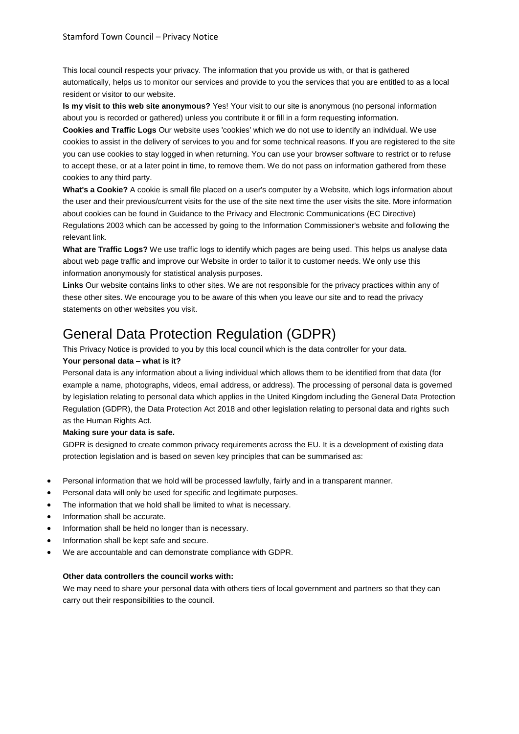Stamford Town Council – Privacy Notice

This local council respects your privacy. The information that you provide us with, or that is gathered automatically, helps us to monitor our services and provide to you the services that you are entitled to as a local resident or visitor to our website.

**Is my visit to this web site anonymous?** Yes! Your visit to our site is anonymous (no personal information about you is recorded or gathered) unless you contribute it or fill in a form requesting information.

**Cookies and Traffic Logs** Our website uses 'cookies' which we do not use to identify an individual. We use cookies to assist in the delivery of services to you and for some technical reasons. If you are registered to the site you can use cookies to stay logged in when returning. You can use your browser software to restrict or to refuse to accept these, or at a later point in time, to remove them. We do not pass on information gathered from these cookies to any third party.

**What's a Cookie?** A cookie is small file placed on a user's computer by a Website, which logs information about the user and their previous/current visits for the use of the site next time the user visits the site. More information about cookies can be found in Guidance to the Privacy and Electronic Communications (EC Directive) Regulations 2003 which can be accessed by going to the Information Commissioner's website and following the relevant link.

**What are Traffic Logs?** We use traffic logs to identify which pages are being used. This helps us analyse data about web page traffic and improve our Website in order to tailor it to customer needs. We only use this information anonymously for statistical analysis purposes.

**Links** Our website contains links to other sites. We are not responsible for the privacy practices within any of these other sites. We encourage you to be aware of this when you leave our site and to read the privacy statements on other websites you visit.

# General Data Protection Regulation (GDPR)

This Privacy Notice is provided to you by this local council which is the data controller for your data.

**Your personal data – what is it?**

Personal data is any information about a living individual which allows them to be identified from that data (for example a name, photographs, videos, email address, or address). The processing of personal data is governed by legislation relating to personal data which applies in the United Kingdom including the General Data Protection Regulation (GDPR), the Data Protection Act 2018 and other legislation relating to personal data and rights such as the Human Rights Act.

**Making sure your data is safe.**

GDPR is designed to create common privacy requirements across the EU. It is a development of existing data protection legislation and is based on seven key principles that can be summarised as:

- Personal information that we hold will be processed lawfully, fairly and in a transparent manner.
- Personal data will only be used for specific and legitimate purposes.
- The information that we hold shall be limited to what is necessary.
- Information shall be accurate.
- Information shall be held no longer than is necessary.
- Information shall be kept safe and secure.
- We are accountable and can demonstrate compliance with GDPR.

**Other data controllers the council works with:**

We may need to share your personal data with others tiers of local government and partners so that they can carry out their responsibilities to the council.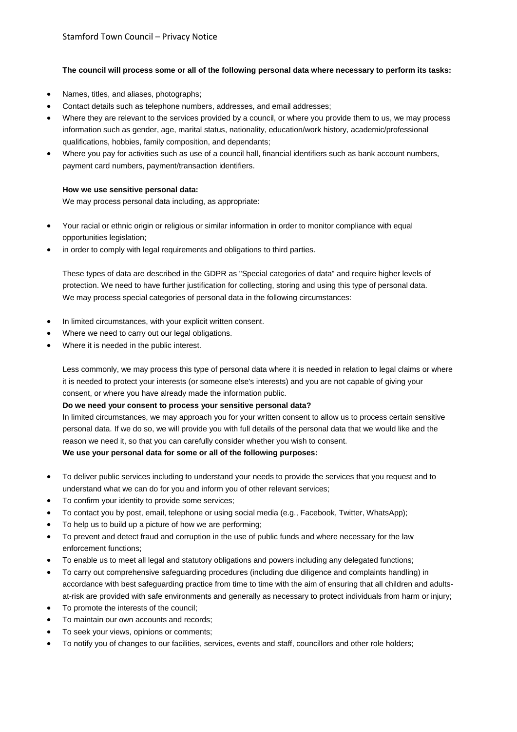**The council will process some or all of the following personal data where necessary to perform its tasks:**

- Names, titles, and aliases, photographs;
- Contact details such as telephone numbers, addresses, and email addresses;
- Where they are relevant to the services provided by a council, or where you provide them to us, we may process information such as gender, age, marital status, nationality, education/work history, academic/professional qualifications, hobbies, family composition, and dependants;
- Where you pay for activities such as use of a council hall, financial identifiers such as bank account numbers, payment card numbers, payment/transaction identifiers.

**How we use sensitive personal data:**

We may process personal data including, as appropriate:

- Your racial or ethnic origin or religious or similar information in order to monitor compliance with equal opportunities legislation;
- in order to comply with legal requirements and obligations to third parties.

These types of data are described in the GDPR as "Special categories of data" and require higher levels of protection. We need to have further justification for collecting, storing and using this type of personal data. We may process special categories of personal data in the following circumstances:

- In limited circumstances, with your explicit written consent.
- Where we need to carry out our legal obligations.
- Where it is needed in the public interest.

Less commonly, we may process this type of personal data where it is needed in relation to legal claims or where it is needed to protect your interests (or someone else's interests) and you are not capable of giving your consent, or where you have already made the information public.

**Do we need your consent to process your sensitive personal data?**

In limited circumstances, we may approach you for your written consent to allow us to process certain sensitive personal data. If we do so, we will provide you with full details of the personal data that we would like and the reason we need it, so that you can carefully consider whether you wish to consent.

**We use your personal data for some or all of the following purposes:**

- To deliver public services including to understand your needs to provide the services that you request and to understand what we can do for you and inform you of other relevant services;
- To confirm your identity to provide some services;
- To contact you by post, email, telephone or using social media (e.g., Facebook, Twitter, WhatsApp);
- To help us to build up a picture of how we are performing;
- To prevent and detect fraud and corruption in the use of public funds and where necessary for the law enforcement functions;
- To enable us to meet all legal and statutory obligations and powers including any delegated functions;
- To carry out comprehensive safeguarding procedures (including due diligence and complaints handling) in accordance with best safeguarding practice from time to time with the aim of ensuring that all children and adults-at-risk are provided with safe environments and generally as necessary to protect individuals from harm or injury;
- To promote the interests of the council;
- To maintain our own accounts and records;
- To seek your views, opinions or comments;
- To notify you of changes to our facilities, services, events and staff, councillors and other role holders;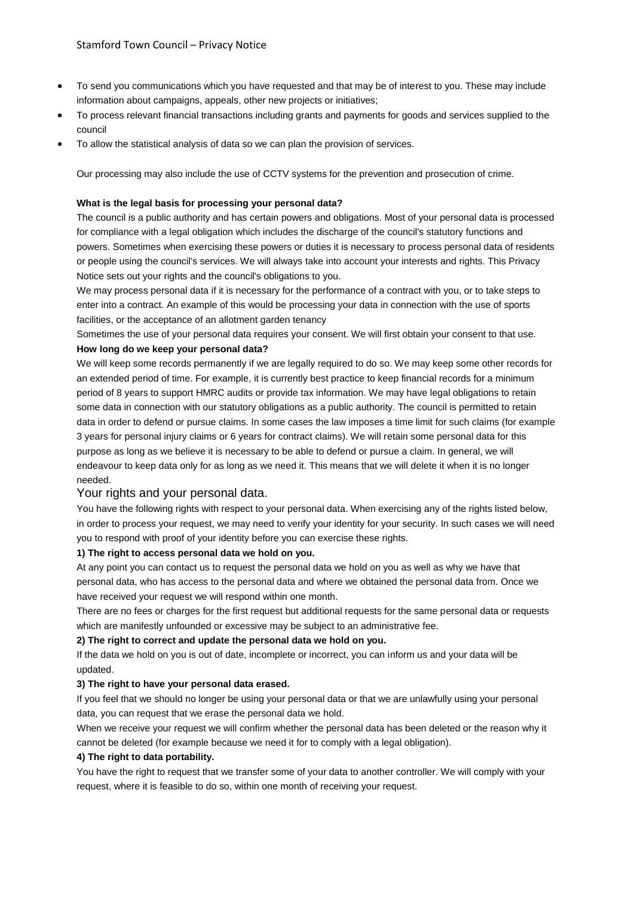- To send you communications which you have requested and that may be of interest to you. These may include information about campaigns, appeals, other new projects or initiatives;
- To process relevant financial transactions including grants and payments for goods and services supplied to the council
- To allow the statistical analysis of data so we can plan the provision of services.

Our processing may also include the use of CCTV systems for the prevention and prosecution of crime.

**What is the legal basis for processing your personal data?**

The council is a public authority and has certain powers and obligations. Most of your personal data is processed for compliance with a legal obligation which includes the discharge of the council's statutory functions and powers. Sometimes when exercising these powers or duties it is necessary to process personal data of residents or people using the council's services. We will always take into account your interests and rights. This Privacy Notice sets out your rights and the council's obligations to you.

We may process personal data if it is necessary for the performance of a contract with you, or to take steps to enter into a contract. An example of this would be processing your data in connection with the use of sports facilities, or the acceptance of an allotment garden tenancy

Sometimes the use of your personal data requires your consent. We will first obtain your consent to that use.

**How long do we keep your personal data?**

We will keep some records permanently if we are legally required to do so. We may keep some other records for an extended period of time. For example, it is currently best practice to keep financial records for a minimum period of 8 years to support HMRC audits or provide tax information. We may have legal obligations to retain some data in connection with our statutory obligations as a public authority. The council is permitted to retain data in order to defend or pursue claims. In some cases the law imposes a time limit for such claims (for example 3 years for personal injury claims or 6 years for contract claims). We will retain some personal data for this purpose as long as we believe it is necessary to be able to defend or pursue a claim. In general, we will endeavour to keep data only for as long as we need it. This means that we will delete it when it is no longer needed.

## Your rights and your personal data.

You have the following rights with respect to your personal data. When exercising any of the rights listed below, in order to process your request, we may need to verify your identity for your security. In such cases we will need you to respond with proof of your identity before you can exercise these rights.

**1) The right to access personal data we hold on you.**

At any point you can contact us to request the personal data we hold on you as well as why we have that personal data, who has access to the personal data and where we obtained the personal data from. Once we have received your request we will respond within one month.

There are no fees or charges for the first request but additional requests for the same personal data or requests which are manifestly unfounded or excessive may be subject to an administrative fee.

**2) The right to correct and update the personal data we hold on you.**

If the data we hold on you is out of date, incomplete or incorrect, you can inform us and your data will be updated.

**3) The right to have your personal data erased.**

If you feel that we should no longer be using your personal data or that we are unlawfully using your personal data, you can request that we erase the personal data we hold.

When we receive your request we will confirm whether the personal data has been deleted or the reason why it cannot be deleted (for example because we need it for to comply with a legal obligation).

**4) The right to data portability.**

You have the right to request that we transfer some of your data to another controller. We will comply with your request, where it is feasible to do so, within one month of receiving your request.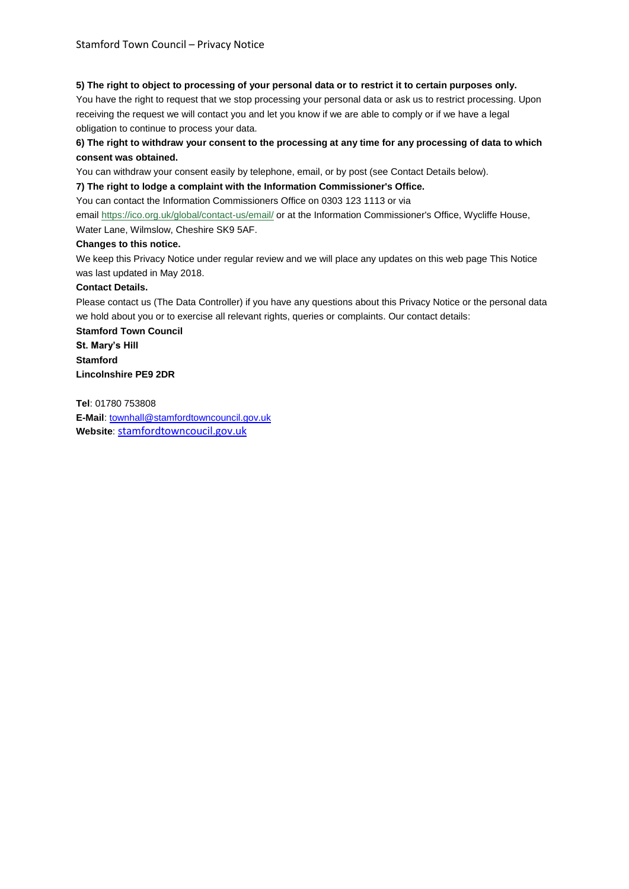**5) The right to object to processing of your personal data or to restrict it to certain purposes only.**

You have the right to request that we stop processing your personal data or ask us to restrict processing. Upon receiving the request we will contact you and let you know if we are able to comply or if we have a legal obligation to continue to process your data.

**6) The right to withdraw your consent to the processing at any time for any processing of data to which consent was obtained.**

You can withdraw your consent easily by telephone, email, or by post (see Contact Details below).

**7) The right to lodge a complaint with the Information Commissioner's Office.**

You can contact the Information Commissioners Office on 0303 123 1113 or via email https://ico.org.uk/global/contact-us/email/ or at the Information Commissioner's Office, Wycliffe House, Water Lane, Wilmslow, Cheshire SK9 5AF.

**Changes to this notice.**

We keep this Privacy Notice under regular review and we will place any updates on this web page This Notice was last updated in May 2018.

**Contact Details.**

Please contact us (The Data Controller) if you have any questions about this Privacy Notice or the personal data we hold about you or to exercise all relevant rights, queries or complaints. Our contact details:

**Stamford Town Council**
**St. Mary's Hill**
**Stamford**
**Lincolnshire PE9 2DR**

**Tel**: 01780 753808
**E-Mail**: townhall@stamfordtowncouncil.gov.uk
**Website**: stamfordtowncoucil.gov.uk